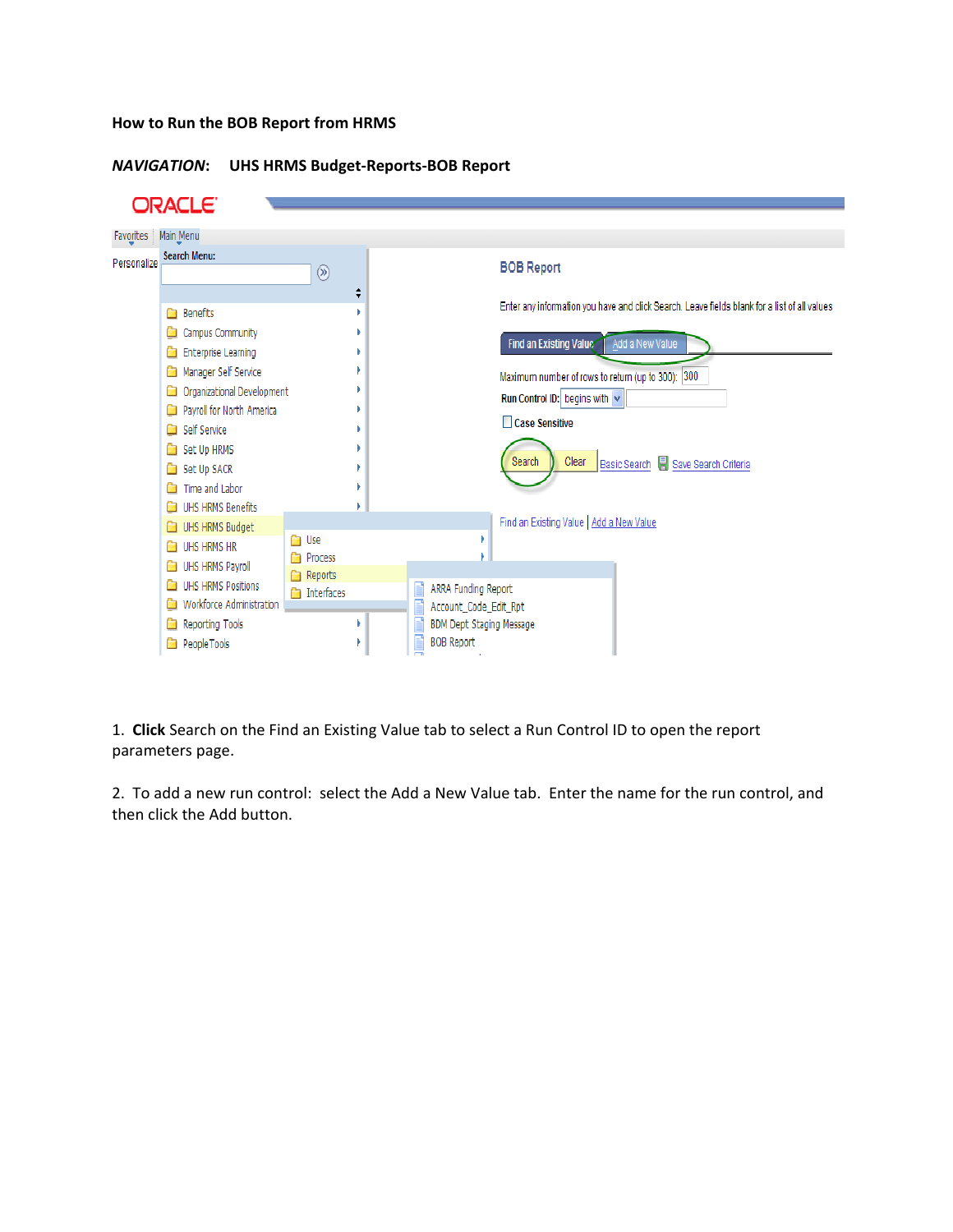**How to Run the BOB Report from HRMS**

***NAVIGATION*****: UHS HRMS Budget-Reports-BOB Report**

1. **Click** Search on the Find an Existing Value tab to select a Run Control ID to open the report parameters page.

2. To add a new run control: select the Add a New Value tab. Enter the name for the run control, and then click the Add button.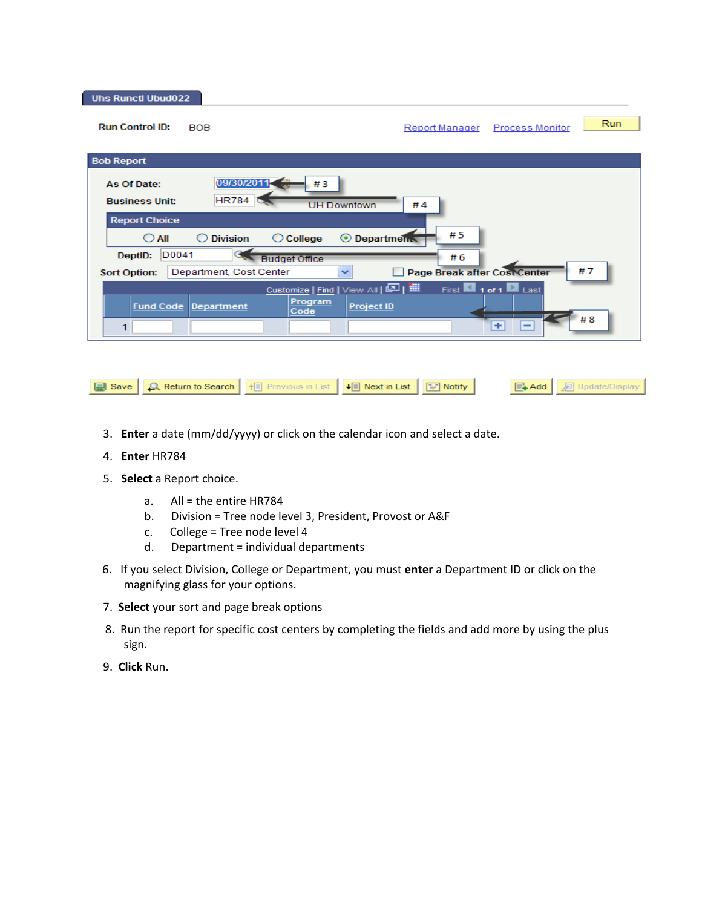Uhs Runctl Ubud022

Run Control ID: BOB

Report Manager Process Monitor Run

**Bob Report**

As Of Date: 09/30/2011 # 3

Business Unit: HR784 UH Downtown # 4

Report Choice

○ All ○ Division ○ College ⦿ Department # 5

DeptID: D0041 Budget Office # 6

Sort Option: Department, Cost Center ☐ Page Break after Cost Center # 7

Customize | Find | View All | First 1 of 1 Last

| | Fund Code | Department | Program Code | Project ID | | |
|---|---|---|---|---|---|---|
| 1 | | | | | + | − |

# 8

Save | Return to Search | Previous in List | Next in List | Notify | Add | Update/Display

3. **Enter** a date (mm/dd/yyyy) or click on the calendar icon and select a date.
4. **Enter** HR784
5. **Select** a Report choice.
   a. All = the entire HR784
   b. Division = Tree node level 3, President, Provost or A&F
   c. College = Tree node level 4
   d. Department = individual departments
6. If you select Division, College or Department, you must **enter** a Department ID or click on the magnifying glass for your options.
7. **Select** your sort and page break options
8. Run the report for specific cost centers by completing the fields and add more by using the plus sign.
9. **Click** Run.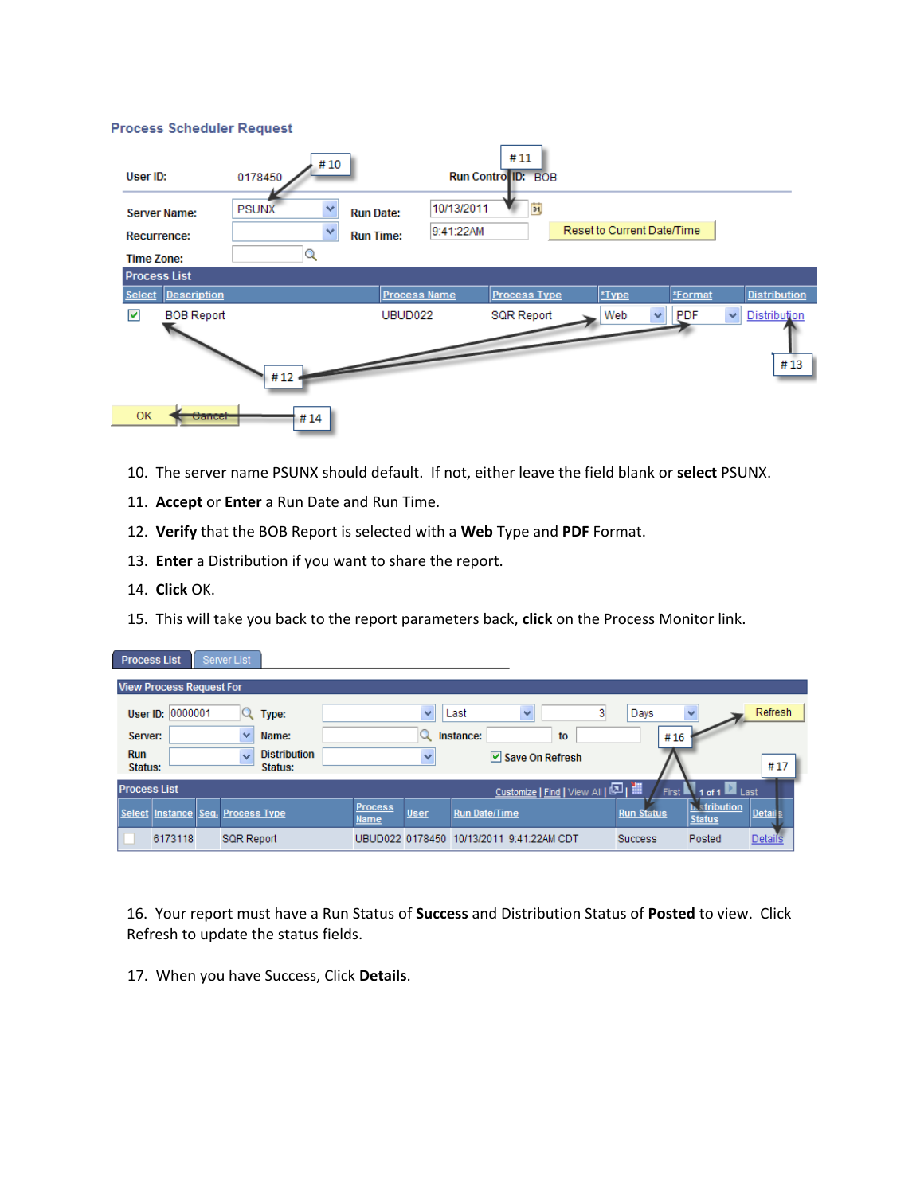### Process Scheduler Request

User ID: 0178450 | Run Control ID: BOB

Server Name: PSUNX | Run Date: 10/13/2011
Recurrence: | Run Time: 9:41:22AM | Reset to Current Date/Time
Time Zone:

**Process List**

| Select | Description | Process Name | Process Type | *Type | *Format | Distribution |
|---|---|---|---|---|---|---|
| ☑ | BOB Report | UBUD022 | SQR Report | Web | PDF | Distribution |

OK | Cancel

# 10 # 11 # 12 # 13 # 14

10. The server name PSUNX should default. If not, either leave the field blank or **select** PSUNX.
11. **Accept** or **Enter** a Run Date and Run Time.
12. **Verify** that the BOB Report is selected with a **Web** Type and **PDF** Format.
13. **Enter** a Distribution if you want to share the report.
14. **Click** OK.
15. This will take you back to the report parameters back, **click** on the Process Monitor link.

Process List | Server List

**View Process Request For**

User ID: 0000001 | Type: | Last | 3 | Days | Refresh
Server: | Name: | Instance: | to
Run Status: | Distribution Status: | ☑ Save On Refresh

**Process List** Customize | Find | View All | First 1 of 1 Last

| Select | Instance | Seq. | Process Type | Process Name | User | Run Date/Time | Run Status | Distribution Status | Details |
|---|---|---|---|---|---|---|---|---|---|
| ☐ | 6173118 | | SQR Report | UBUD022 | 0178450 | 10/13/2011 9:41:22AM CDT | Success | Posted | Details |

# 16 # 17

16. Your report must have a Run Status of **Success** and Distribution Status of **Posted** to view. Click Refresh to update the status fields.

17. When you have Success, Click **Details**.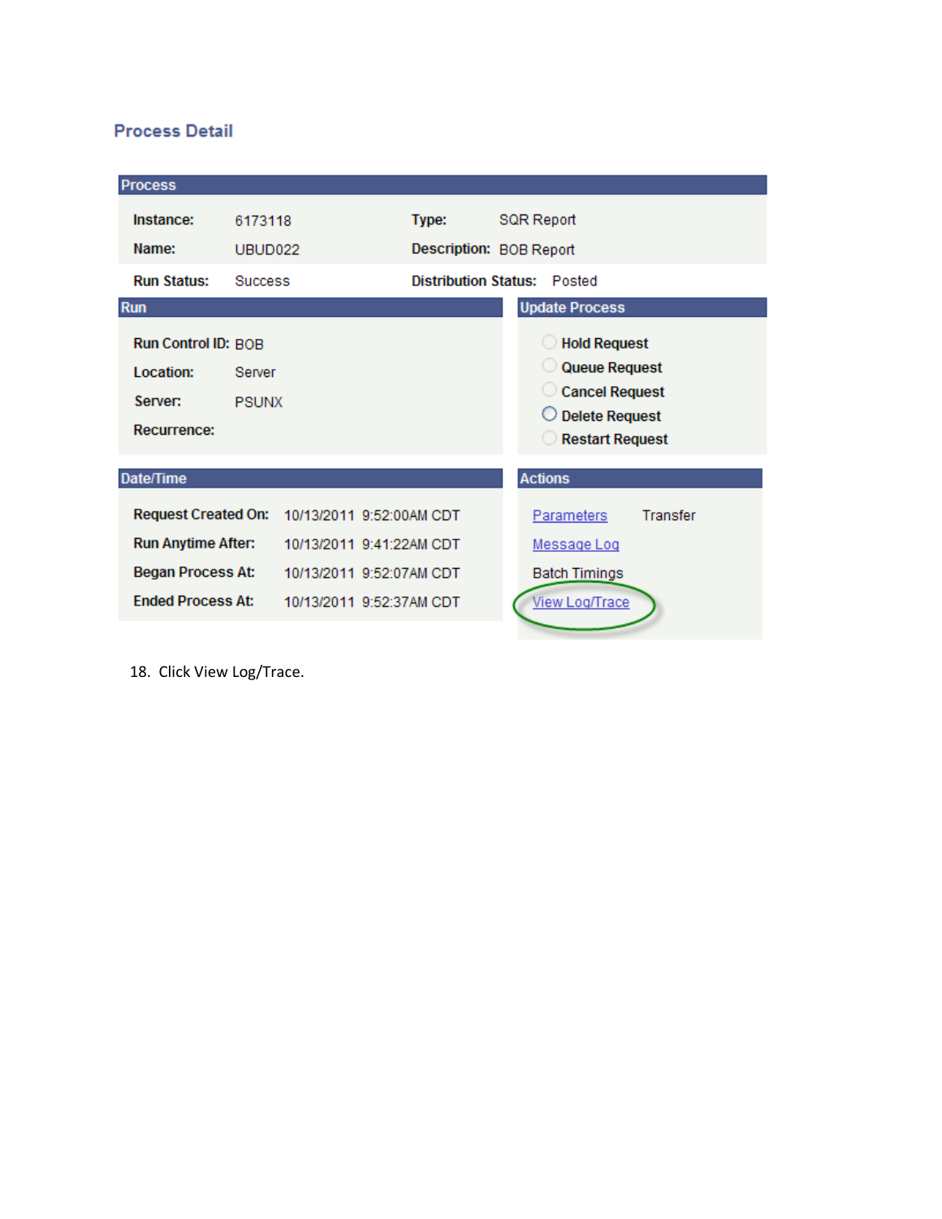## Process Detail

| Process | | | |
|---|---|---|---|
| **Instance:** | 6173118 | **Type:** | SQR Report |
| **Name:** | UBUD022 | **Description:** | BOB Report |
| **Run Status:** | Success | **Distribution Status:** | Posted |

| Run | |
|---|---|
| **Run Control ID:** | BOB |
| **Location:** | Server |
| **Server:** | PSUNX |
| **Recurrence:** | |

**Update Process**

- Hold Request
- Queue Request
- Cancel Request
- Delete Request
- Restart Request

| Date/Time | |
|---|---|
| **Request Created On:** | 10/13/2011 9:52:00AM CDT |
| **Run Anytime After:** | 10/13/2011 9:41:22AM CDT |
| **Began Process At:** | 10/13/2011 9:52:07AM CDT |
| **Ended Process At:** | 10/13/2011 9:52:37AM CDT |

**Actions**

Parameters    Transfer

Message Log

Batch Timings

View Log/Trace

18. Click View Log/Trace.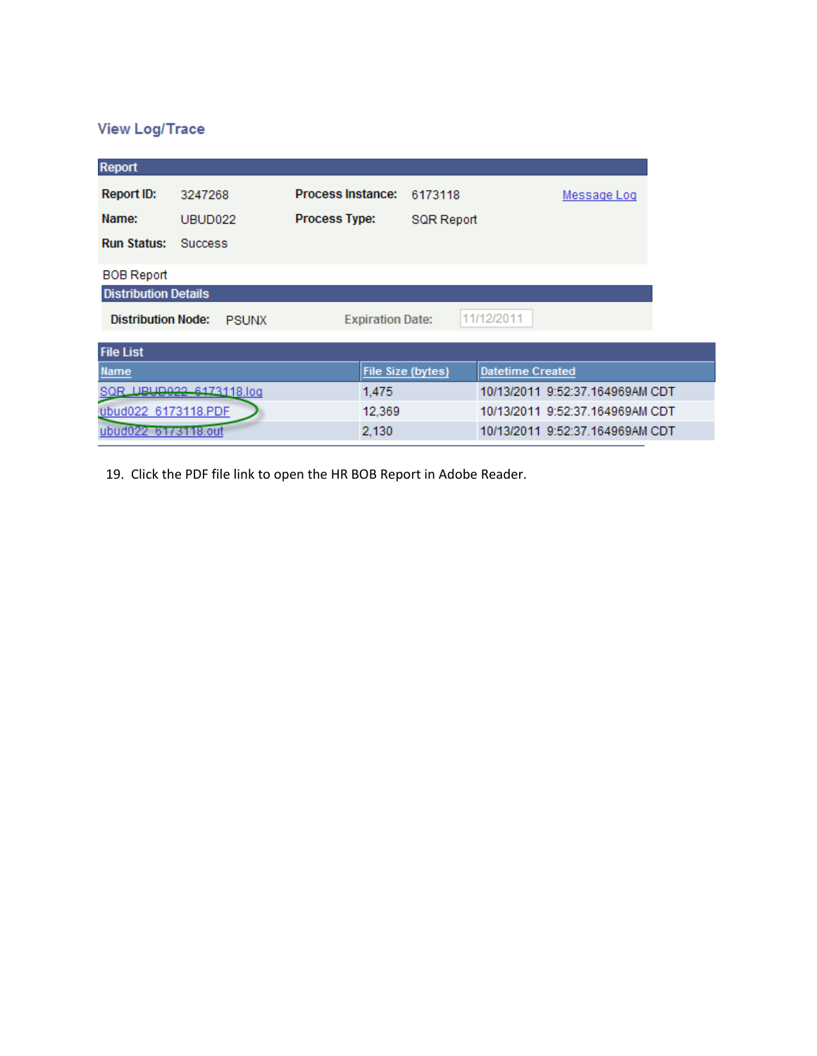### View Log/Trace

**Report**

| | | | | |
|---|---|---|---|---|
| **Report ID:** | 3247268 | **Process Instance:** | 6173118 | Message Log |
| **Name:** | UBUD022 | **Process Type:** | SQR Report | |
| **Run Status:** | Success | | | |

BOB Report

**Distribution Details**

**Distribution Node:** PSUNX    Expiration Date: 11/12/2011

**File List**

| Name | File Size (bytes) | Datetime Created |
|---|---|---|
| SQR_UBUD022_6173118.log | 1,475 | 10/13/2011 9:52:37.164969AM CDT |
| ubud022_6173118.PDF | 12,369 | 10/13/2011 9:52:37.164969AM CDT |
| ubud022_6173118.out | 2,130 | 10/13/2011 9:52:37.164969AM CDT |

19. Click the PDF file link to open the HR BOB Report in Adobe Reader.